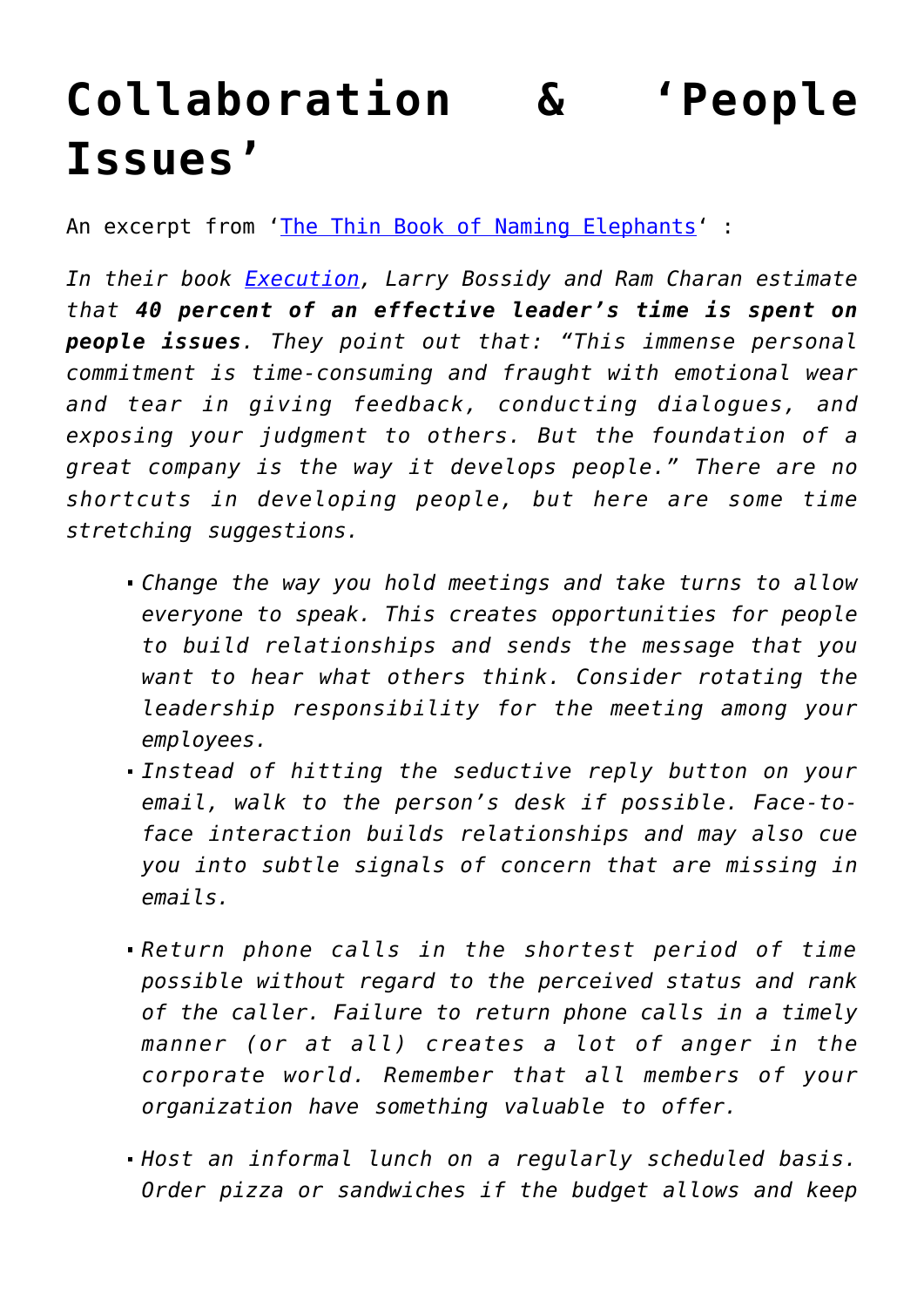# Collaboration & 'People Issues'

An excerpt from '[The Thin Book of Naming Elephants]' :

*In their book [Execution], Larry Bossidy and Ram Charan estimate that **40 percent of an effective leader's time is spent on people issues**. They point out that: "This immense personal commitment is time-consuming and fraught with emotional wear and tear in giving feedback, conducting dialogues, and exposing your judgment to others. But the foundation of a great company is the way it develops people." There are no shortcuts in developing people, but here are some time stretching suggestions.*

- *Change the way you hold meetings and take turns to allow everyone to speak. This creates opportunities for people to build relationships and sends the message that you want to hear what others think. Consider rotating the leadership responsibility for the meeting among your employees.*
- *Instead of hitting the seductive reply button on your email, walk to the person's desk if possible. Face-to-face interaction builds relationships and may also cue you into subtle signals of concern that are missing in emails.*
- *Return phone calls in the shortest period of time possible without regard to the perceived status and rank of the caller. Failure to return phone calls in a timely manner (or at all) creates a lot of anger in the corporate world. Remember that all members of your organization have something valuable to offer.*
- *Host an informal lunch on a regularly scheduled basis. Order pizza or sandwiches if the budget allows and keep*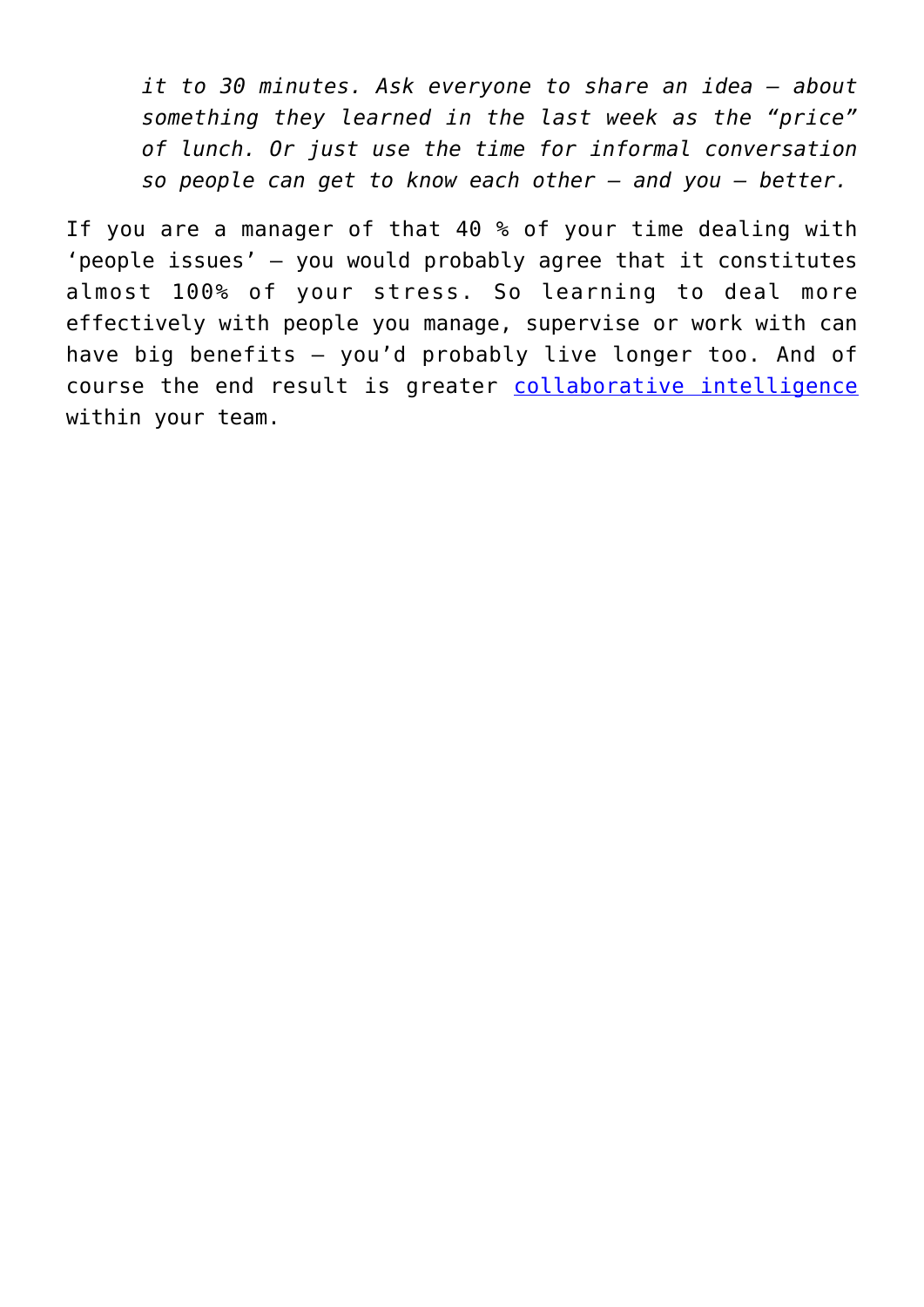*it to 30 minutes. Ask everyone to share an idea – about something they learned in the last week as the "price" of lunch. Or just use the time for informal conversation so people can get to know each other – and you – better.*

If you are a manager of that 40 % of your time dealing with 'people issues' – you would probably agree that it constitutes almost 100% of your stress. So learning to deal more effectively with people you manage, supervise or work with can have big benefits – you'd probably live longer too. And of course the end result is greater collaborative intelligence within your team.